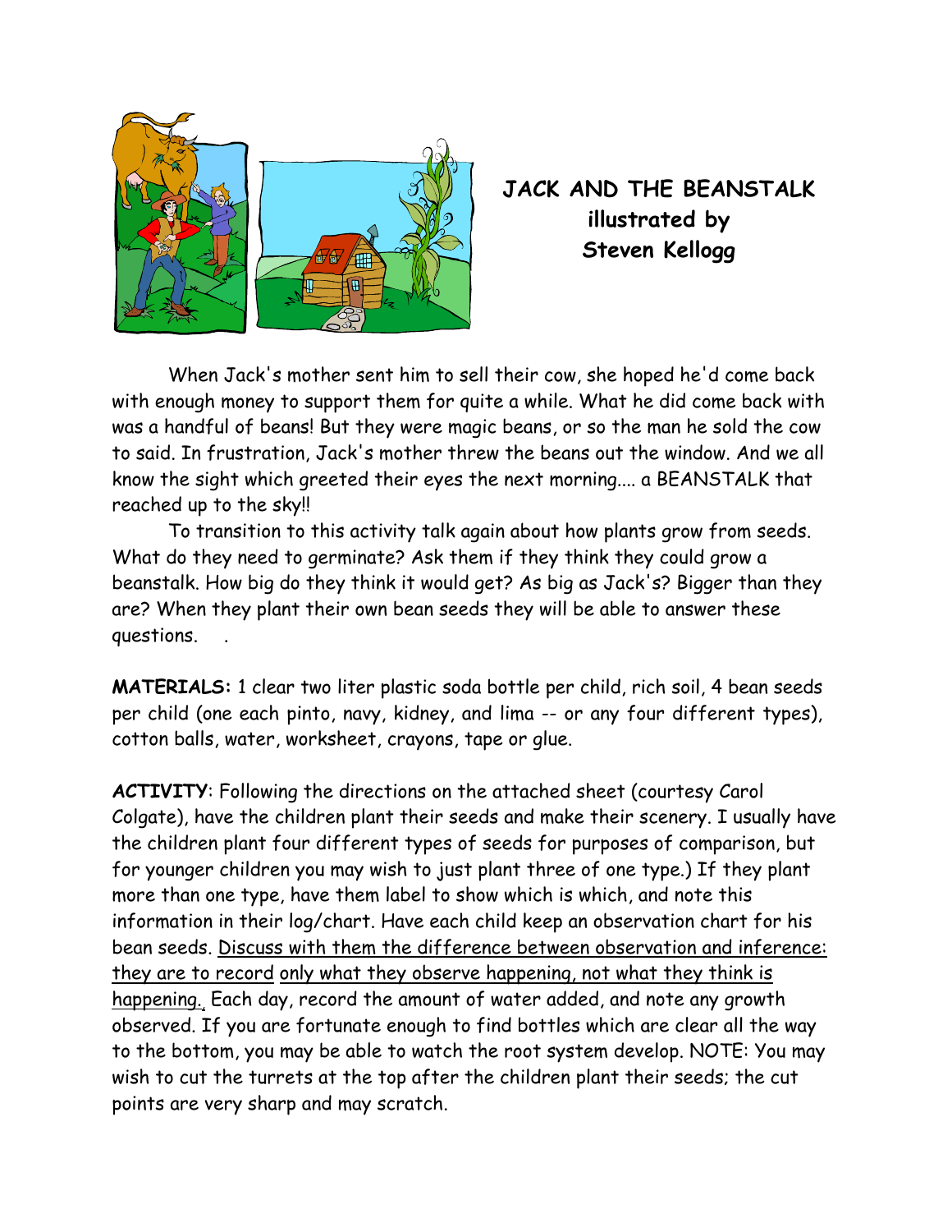# JACK AND THE BEANSTALK
**illustrated by**
**Steven Kellogg**

When Jack's mother sent him to sell their cow, she hoped he'd come back with enough money to support them for quite a while. What he did come back with was a handful of beans! But they were magic beans, or so the man he sold the cow to said. In frustration, Jack's mother threw the beans out the window. And we all know the sight which greeted their eyes the next morning.... a BEANSTALK that reached up to the sky!!

To transition to this activity talk again about how plants grow from seeds. What do they need to germinate? Ask them if they think they could grow a beanstalk. How big do they think it would get? As big as Jack's? Bigger than they are? When they plant their own bean seeds they will be able to answer these questions.    .

**MATERIALS:** 1 clear two liter plastic soda bottle per child, rich soil, 4 bean seeds per child (one each pinto, navy, kidney, and lima -- or any four different types), cotton balls, water, worksheet, crayons, tape or glue.

**ACTIVITY**: Following the directions on the attached sheet (courtesy Carol Colgate), have the children plant their seeds and make their scenery. I usually have the children plant four different types of seeds for purposes of comparison, but for younger children you may wish to just plant three of one type.) If they plant more than one type, have them label to show which is which, and note this information in their log/chart. Have each child keep an observation chart for his bean seeds. <u>Discuss with them the difference between observation and inference: they are to record only what they observe happening, not what they think is happening.</u> Each day, record the amount of water added, and note any growth observed. If you are fortunate enough to find bottles which are clear all the way to the bottom, you may be able to watch the root system develop. NOTE: You may wish to cut the turrets at the top after the children plant their seeds; the cut points are very sharp and may scratch.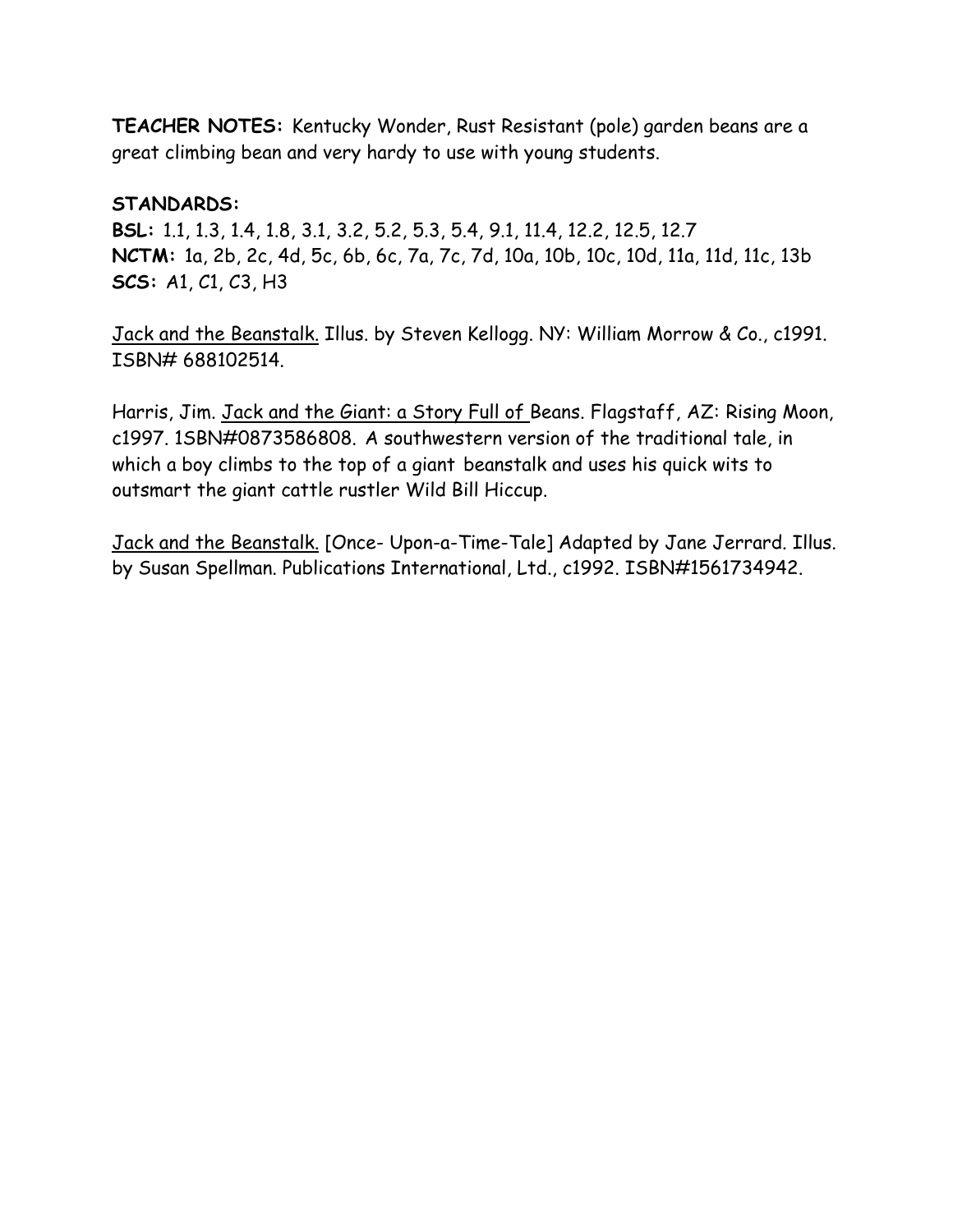**TEACHER NOTES:** Kentucky Wonder, Rust Resistant (pole) garden beans are a great climbing bean and very hardy to use with young students.

**STANDARDS:**

**BSL:** 1.1, 1.3, 1.4, 1.8, 3.1, 3.2, 5.2, 5.3, 5.4, 9.1, 11.4, 12.2, 12.5, 12.7
**NCTM:** 1a, 2b, 2c, 4d, 5c, 6b, 6c, 7a, 7c, 7d, 10a, 10b, 10c, 10d, 11a, 11d, 11c, 13b
**SCS:** A1, C1, C3, H3

Jack and the Beanstalk. Illus. by Steven Kellogg. NY: William Morrow & Co., c1991. ISBN# 688102514.

Harris, Jim. Jack and the Giant: a Story Full of Beans. Flagstaff, AZ: Rising Moon, c1997. 1SBN#0873586808. A southwestern version of the traditional tale, in which a boy climbs to the top of a giant beanstalk and uses his quick wits to outsmart the giant cattle rustler Wild Bill Hiccup.

Jack and the Beanstalk. [Once- Upon-a-Time-Tale] Adapted by Jane Jerrard. Illus. by Susan Spellman. Publications International, Ltd., c1992. ISBN#1561734942.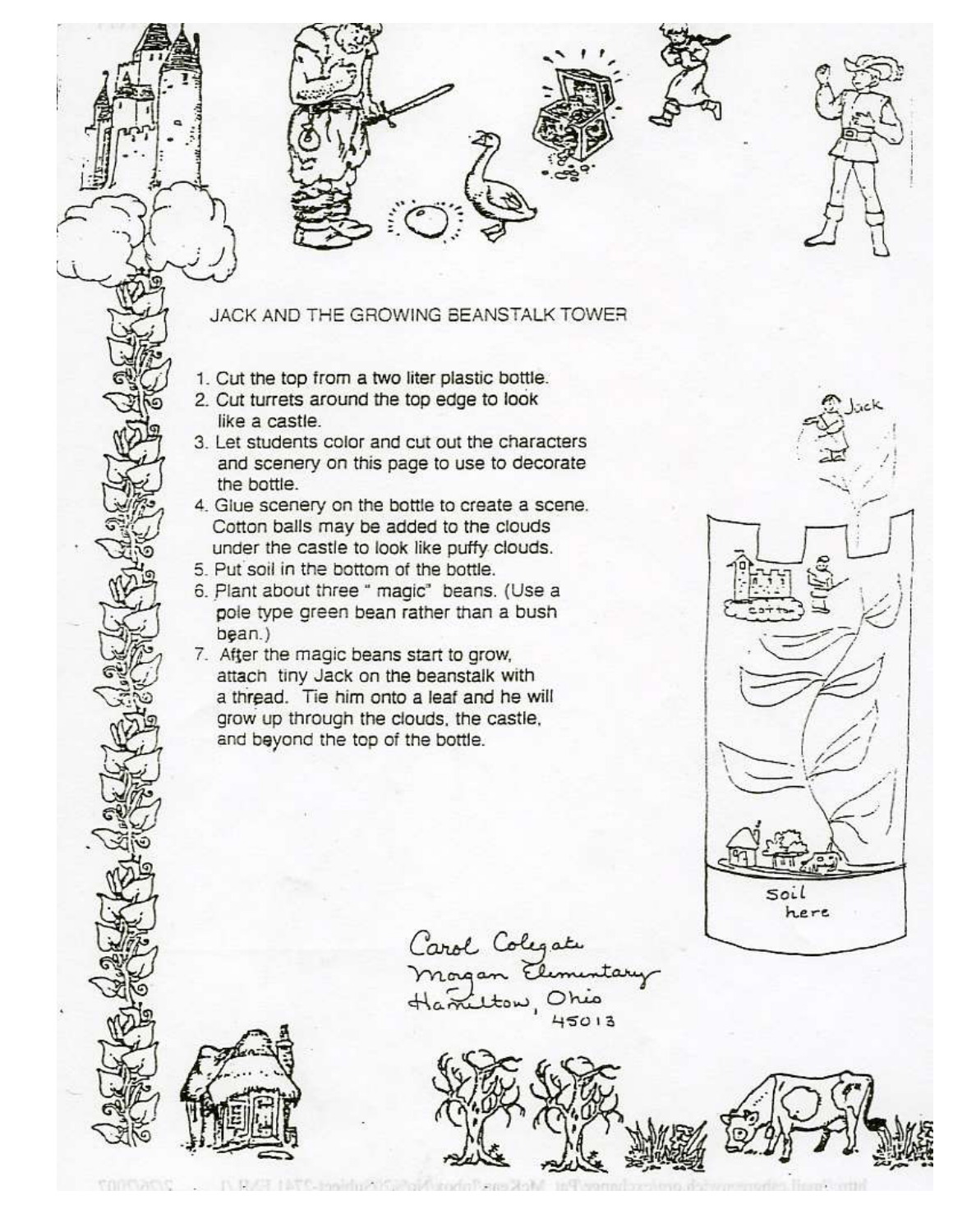# JACK AND THE GROWING BEANSTALK TOWER

1. Cut the top from a two liter plastic bottle.
2. Cut turrets around the top edge to look like a castle.
3. Let students color and cut out the characters and scenery on this page to use to decorate the bottle.
4. Glue scenery on the bottle to create a scene. Cotton balls may be added to the clouds under the castle to look like puffy clouds.
5. Put soil in the bottom of the bottle.
6. Plant about three " magic" beans. (Use a pole type green bean rather than a bush bean.)
7. After the magic beans start to grow, attach tiny Jack on the beanstalk with a thread. Tie him onto a leaf and he will grow up through the clouds, the castle, and beyond the top of the bottle.

Jack

cotton

Soil here

Carol Colegate
Morgan Elementary
Hamilton, Ohio
45013